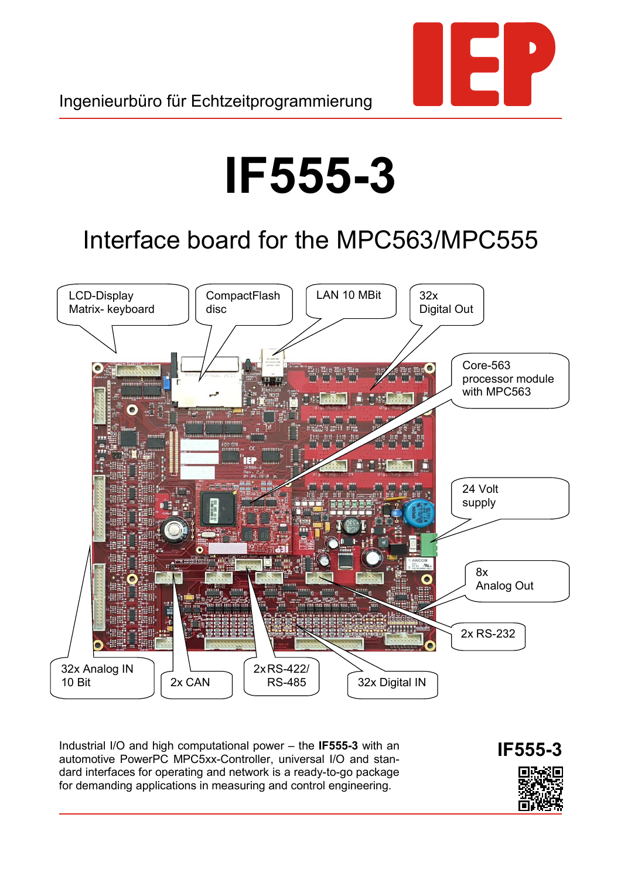Ingenieurbüro für Echtzeitprogrammierung

# IF555-3

## Interface board for the MPC563/MPC555

LCD-Display Matrix- keyboard

CompactFlash disc

LAN 10 MBit

32x Digital Out

Core-563 processor module with MPC563

24 Volt supply

8x Analog Out

2x RS-232

32x Analog IN 10 Bit

2x CAN

2x RS-422/ RS-485

32x Digital IN

Industrial I/O and high computational power – the **IF555-3** with an automotive PowerPC MPC5xx-Controller, universal I/O and standard interfaces for operating and network is a ready-to-go package for demanding applications in measuring and control engineering.

**IF555-3**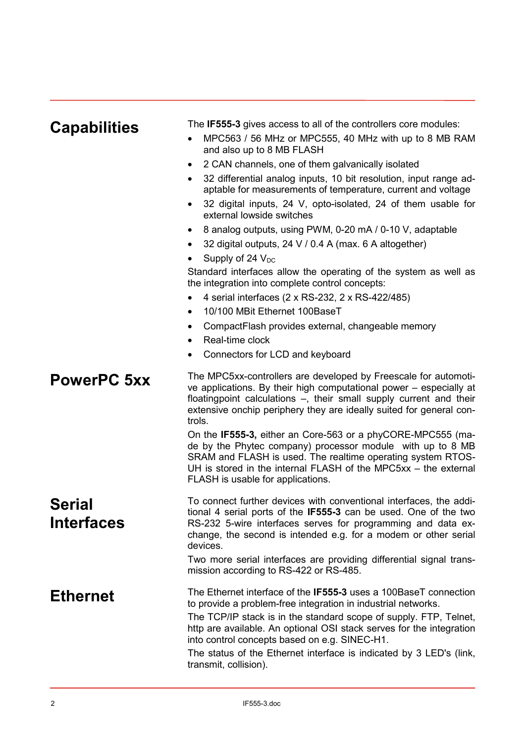## Capabilities

The **IF555-3** gives access to all of the controllers core modules:

- MPC563 / 56 MHz or MPC555, 40 MHz with up to 8 MB RAM and also up to 8 MB FLASH
- 2 CAN channels, one of them galvanically isolated
- 32 differential analog inputs, 10 bit resolution, input range adaptable for measurements of temperature, current and voltage
- 32 digital inputs, 24 V, opto-isolated, 24 of them usable for external lowside switches
- 8 analog outputs, using PWM, 0-20 mA / 0-10 V, adaptable
- 32 digital outputs, 24 V / 0.4 A (max. 6 A altogether)
- Supply of 24 $V_{DC}$

Standard interfaces allow the operating of the system as well as the integration into complete control concepts:

- 4 serial interfaces (2 x RS-232, 2 x RS-422/485)
- 10/100 MBit Ethernet 100BaseT
- CompactFlash provides external, changeable memory
- Real-time clock
- Connectors for LCD and keyboard

## PowerPC 5xx

The MPC5xx-controllers are developed by Freescale for automotive applications. By their high computational power – especially at floatingpoint calculations –, their small supply current and their extensive onchip periphery they are ideally suited for general controls.

On the **IF555-3,** either an Core-563 or a phyCORE-MPC555 (made by the Phytec company) processor module with up to 8 MB SRAM and FLASH is used. The realtime operating system RTOS-UH is stored in the internal FLASH of the MPC5xx – the external FLASH is usable for applications.

## Serial Interfaces

To connect further devices with conventional interfaces, the additional 4 serial ports of the **IF555-3** can be used. One of the two RS-232 5-wire interfaces serves for programming and data exchange, the second is intended e.g. for a modem or other serial devices.

Two more serial interfaces are providing differential signal transmission according to RS-422 or RS-485.

## Ethernet

The Ethernet interface of the **IF555-3** uses a 100BaseT connection to provide a problem-free integration in industrial networks.

The TCP/IP stack is in the standard scope of supply. FTP, Telnet, http are available. An optional OSI stack serves for the integration into control concepts based on e.g. SINEC-H1.

The status of the Ethernet interface is indicated by 3 LED's (link, transmit, collision).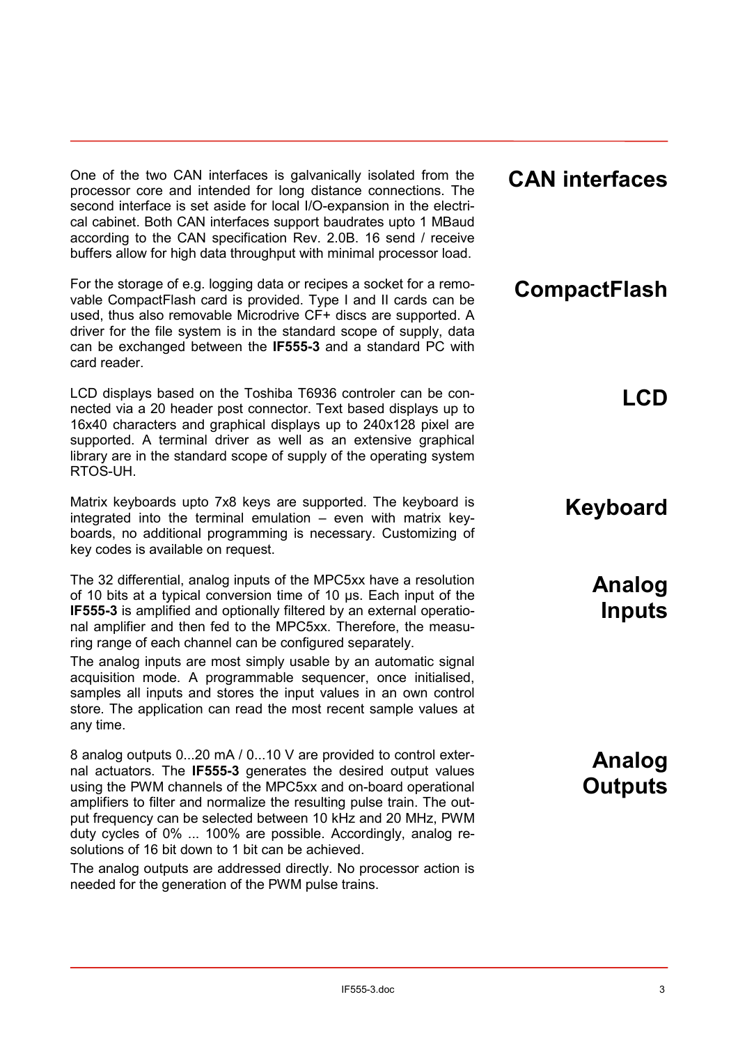## CAN interfaces

One of the two CAN interfaces is galvanically isolated from the processor core and intended for long distance connections. The second interface is set aside for local I/O-expansion in the electrical cabinet. Both CAN interfaces support baudrates upto 1 MBaud according to the CAN specification Rev. 2.0B. 16 send / receive buffers allow for high data throughput with minimal processor load.

## CompactFlash

For the storage of e.g. logging data or recipes a socket for a removable CompactFlash card is provided. Type I and II cards can be used, thus also removable Microdrive CF+ discs are supported. A driver for the file system is in the standard scope of supply, data can be exchanged between the **IF555-3** and a standard PC with card reader.

## LCD

LCD displays based on the Toshiba T6936 controler can be connected via a 20 header post connector. Text based displays up to 16x40 characters and graphical displays up to 240x128 pixel are supported. A terminal driver as well as an extensive graphical library are in the standard scope of supply of the operating system RTOS-UH.

## Keyboard

Matrix keyboards upto 7x8 keys are supported. The keyboard is integrated into the terminal emulation – even with matrix keyboards, no additional programming is necessary. Customizing of key codes is available on request.

## Analog Inputs

The 32 differential, analog inputs of the MPC5xx have a resolution of 10 bits at a typical conversion time of 10 µs. Each input of the **IF555-3** is amplified and optionally filtered by an external operational amplifier and then fed to the MPC5xx. Therefore, the measuring range of each channel can be configured separately.

The analog inputs are most simply usable by an automatic signal acquisition mode. A programmable sequencer, once initialised, samples all inputs and stores the input values in an own control store. The application can read the most recent sample values at any time.

## Analog Outputs

8 analog outputs 0...20 mA / 0...10 V are provided to control external actuators. The **IF555-3** generates the desired output values using the PWM channels of the MPC5xx and on-board operational amplifiers to filter and normalize the resulting pulse train. The output frequency can be selected between 10 kHz and 20 MHz, PWM duty cycles of 0% ... 100% are possible. Accordingly, analog resolutions of 16 bit down to 1 bit can be achieved.

The analog outputs are addressed directly. No processor action is needed for the generation of the PWM pulse trains.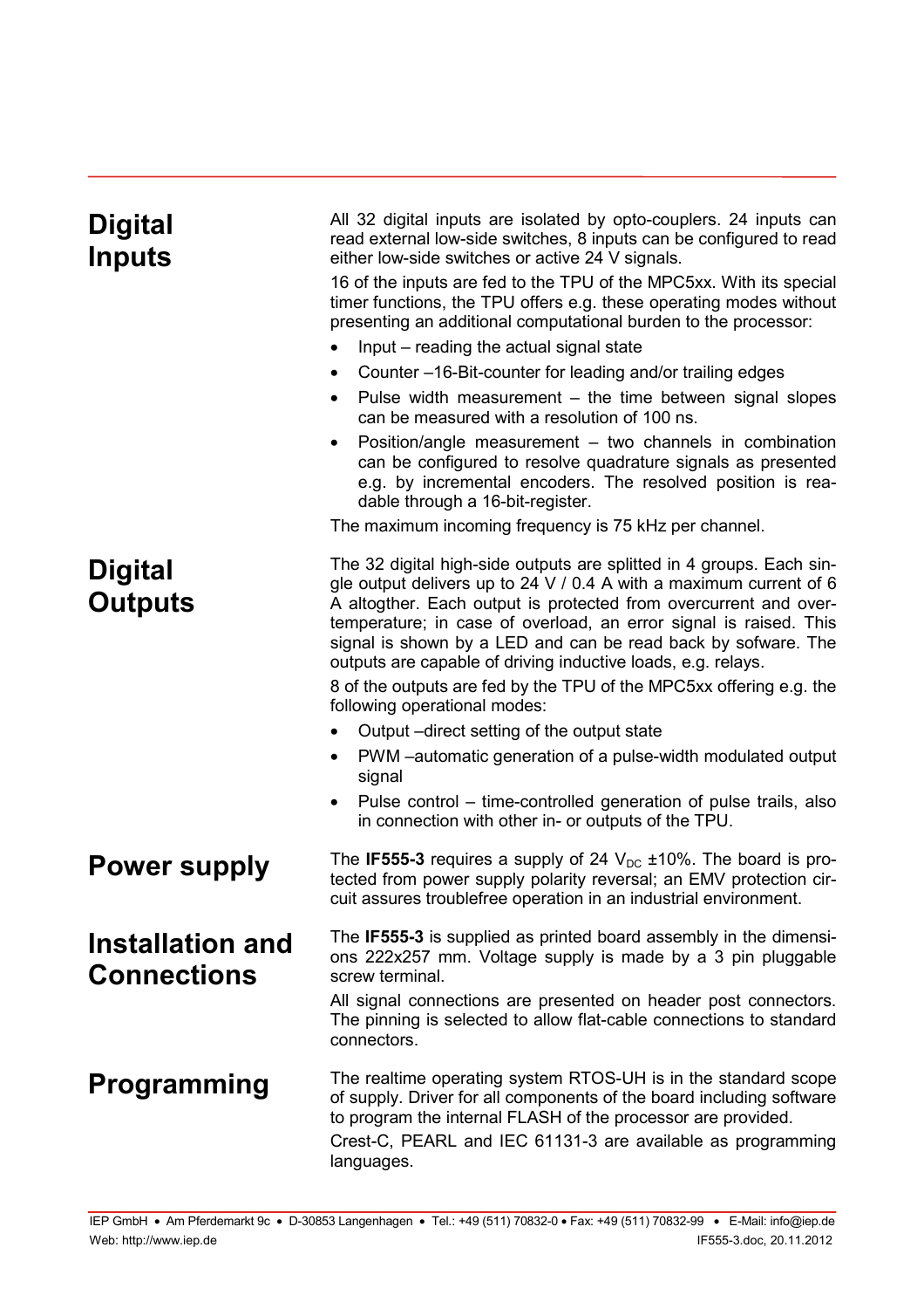## Digital Inputs

All 32 digital inputs are isolated by opto-couplers. 24 inputs can read external low-side switches, 8 inputs can be configured to read either low-side switches or active 24 V signals.

16 of the inputs are fed to the TPU of the MPC5xx. With its special timer functions, the TPU offers e.g. these operating modes without presenting an additional computational burden to the processor:

- Input – reading the actual signal state
- Counter –16-Bit-counter for leading and/or trailing edges
- Pulse width measurement – the time between signal slopes can be measured with a resolution of 100 ns.
- Position/angle measurement – two channels in combination can be configured to resolve quadrature signals as presented e.g. by incremental encoders. The resolved position is readable through a 16-bit-register.

The maximum incoming frequency is 75 kHz per channel.

## Digital Outputs

The 32 digital high-side outputs are splitted in 4 groups. Each single output delivers up to 24 V / 0.4 A with a maximum current of 6 A altogther. Each output is protected from overcurrent and overtemperature; in case of overload, an error signal is raised. This signal is shown by a LED and can be read back by sofware. The outputs are capable of driving inductive loads, e.g. relays.

8 of the outputs are fed by the TPU of the MPC5xx offering e.g. the following operational modes:

- Output –direct setting of the output state
- PWM –automatic generation of a pulse-width modulated output signal
- Pulse control – time-controlled generation of pulse trails, also in connection with other in- or outputs of the TPU.

## Power supply

The **IF555-3** requires a supply of 24 $V_{DC}$ ±10%. The board is protected from power supply polarity reversal; an EMV protection circuit assures troublefree operation in an industrial environment.

## Installation and Connections

The **IF555-3** is supplied as printed board assembly in the dimensions 222x257 mm. Voltage supply is made by a 3 pin pluggable screw terminal.

All signal connections are presented on header post connectors. The pinning is selected to allow flat-cable connections to standard connectors.

## Programming

The realtime operating system RTOS-UH is in the standard scope of supply. Driver for all components of the board including software to program the internal FLASH of the processor are provided.

Crest-C, PEARL and IEC 61131-3 are available as programming languages.